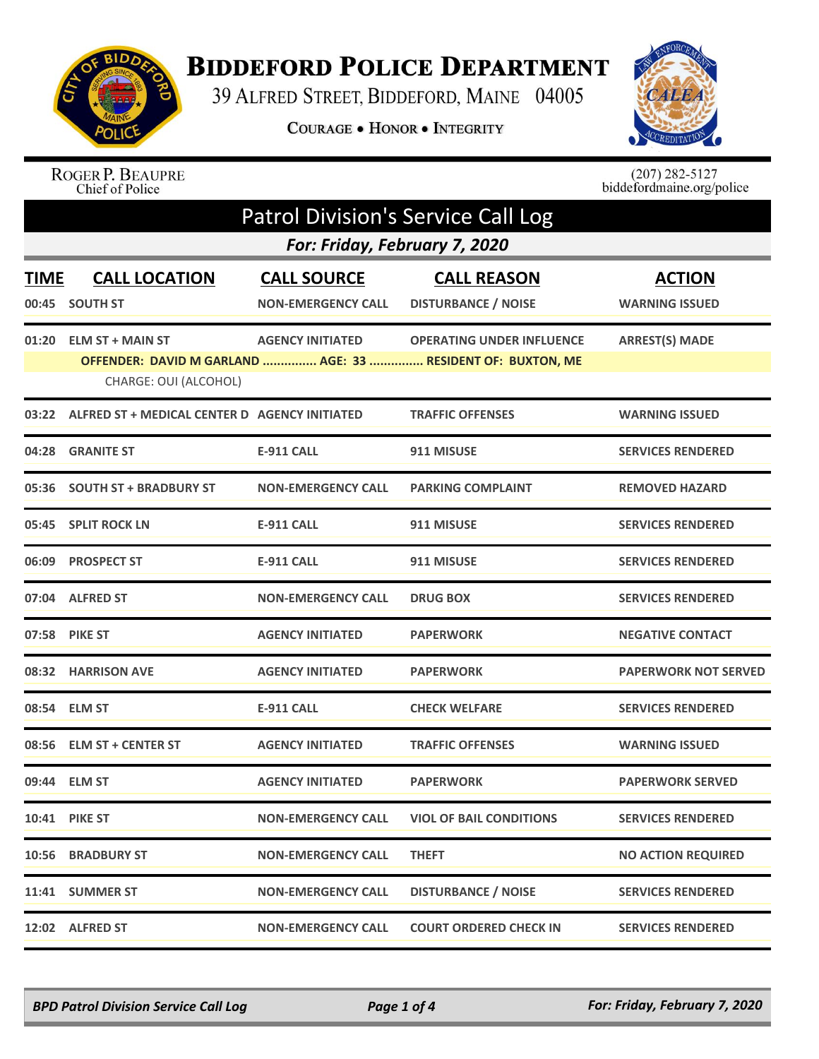# Biddeford Police Department

39 Alfred Street, Biddeford, Maine 04005

Courage • Honor • Integrity

Roger P. Beaupre
Chief of Police

(207) 282-5127
biddefordmaine.org/police

## Patrol Division's Service Call Log

### For: Friday, February 7, 2020

| TIME | CALL LOCATION | CALL SOURCE | CALL REASON | ACTION |
|---|---|---|---|---|
| 00:45 | SOUTH ST | NON-EMERGENCY CALL | DISTURBANCE / NOISE | WARNING ISSUED |
| 01:20 | ELM ST + MAIN ST | AGENCY INITIATED | OPERATING UNDER INFLUENCE | ARREST(S) MADE |
| | OFFENDER: DAVID M GARLAND ............... AGE: 33 ............... RESIDENT OF: BUXTON, ME | | | |
| | CHARGE: OUI (ALCOHOL) | | | |
| 03:22 | ALFRED ST + MEDICAL CENTER D | AGENCY INITIATED | TRAFFIC OFFENSES | WARNING ISSUED |
| 04:28 | GRANITE ST | E-911 CALL | 911 MISUSE | SERVICES RENDERED |
| 05:36 | SOUTH ST + BRADBURY ST | NON-EMERGENCY CALL | PARKING COMPLAINT | REMOVED HAZARD |
| 05:45 | SPLIT ROCK LN | E-911 CALL | 911 MISUSE | SERVICES RENDERED |
| 06:09 | PROSPECT ST | E-911 CALL | 911 MISUSE | SERVICES RENDERED |
| 07:04 | ALFRED ST | NON-EMERGENCY CALL | DRUG BOX | SERVICES RENDERED |
| 07:58 | PIKE ST | AGENCY INITIATED | PAPERWORK | NEGATIVE CONTACT |
| 08:32 | HARRISON AVE | AGENCY INITIATED | PAPERWORK | PAPERWORK NOT SERVED |
| 08:54 | ELM ST | E-911 CALL | CHECK WELFARE | SERVICES RENDERED |
| 08:56 | ELM ST + CENTER ST | AGENCY INITIATED | TRAFFIC OFFENSES | WARNING ISSUED |
| 09:44 | ELM ST | AGENCY INITIATED | PAPERWORK | PAPERWORK SERVED |
| 10:41 | PIKE ST | NON-EMERGENCY CALL | VIOL OF BAIL CONDITIONS | SERVICES RENDERED |
| 10:56 | BRADBURY ST | NON-EMERGENCY CALL | THEFT | NO ACTION REQUIRED |
| 11:41 | SUMMER ST | NON-EMERGENCY CALL | DISTURBANCE / NOISE | SERVICES RENDERED |
| 12:02 | ALFRED ST | NON-EMERGENCY CALL | COURT ORDERED CHECK IN | SERVICES RENDERED |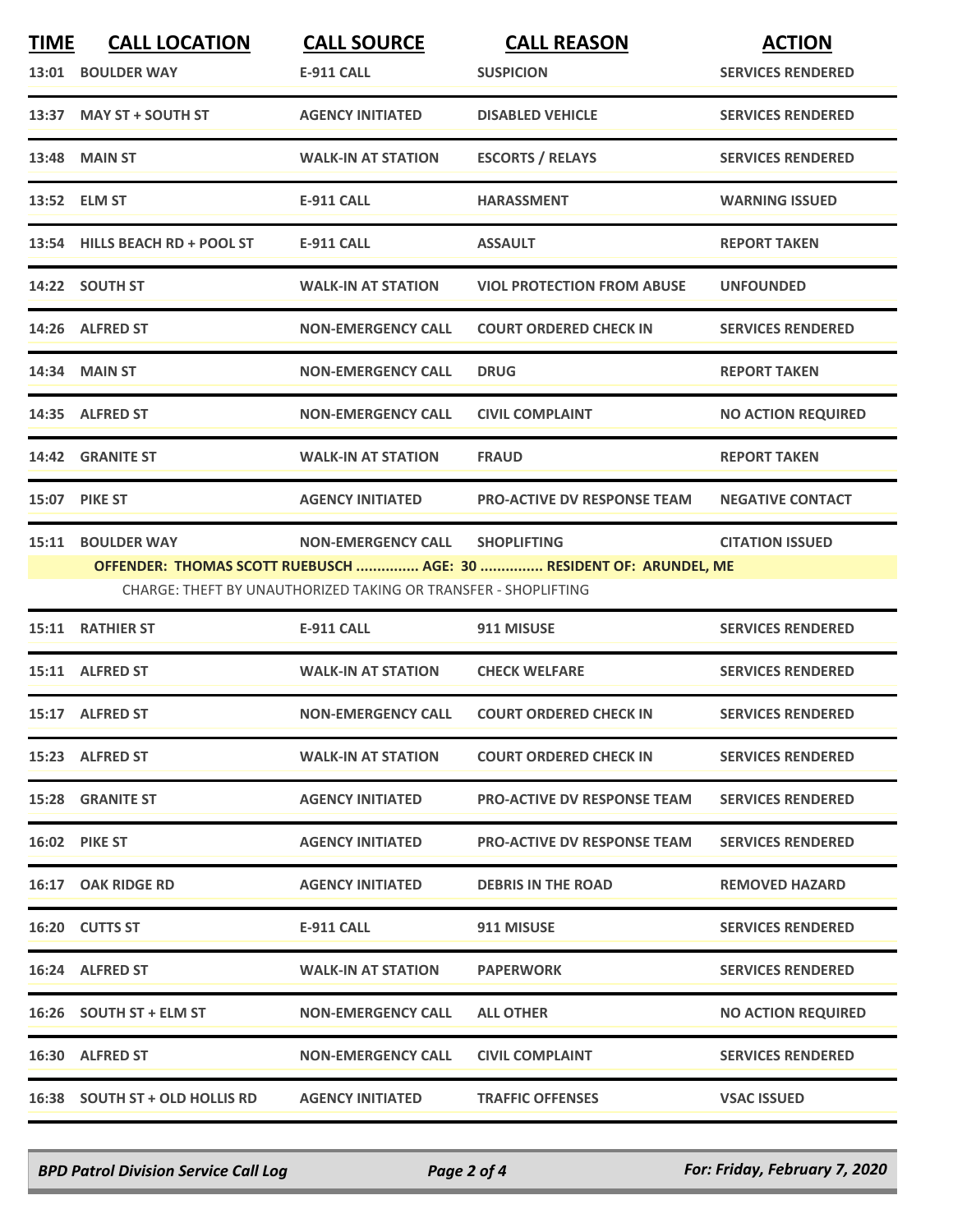| TIME | CALL LOCATION | CALL SOURCE | CALL REASON | ACTION |
|---|---|---|---|---|
| 13:01 | BOULDER WAY | E-911 CALL | SUSPICION | SERVICES RENDERED |
| 13:37 | MAY ST + SOUTH ST | AGENCY INITIATED | DISABLED VEHICLE | SERVICES RENDERED |
| 13:48 | MAIN ST | WALK-IN AT STATION | ESCORTS / RELAYS | SERVICES RENDERED |
| 13:52 | ELM ST | E-911 CALL | HARASSMENT | WARNING ISSUED |
| 13:54 | HILLS BEACH RD + POOL ST | E-911 CALL | ASSAULT | REPORT TAKEN |
| 14:22 | SOUTH ST | WALK-IN AT STATION | VIOL PROTECTION FROM ABUSE | UNFOUNDED |
| 14:26 | ALFRED ST | NON-EMERGENCY CALL | COURT ORDERED CHECK IN | SERVICES RENDERED |
| 14:34 | MAIN ST | NON-EMERGENCY CALL | DRUG | REPORT TAKEN |
| 14:35 | ALFRED ST | NON-EMERGENCY CALL | CIVIL COMPLAINT | NO ACTION REQUIRED |
| 14:42 | GRANITE ST | WALK-IN AT STATION | FRAUD | REPORT TAKEN |
| 15:07 | PIKE ST | AGENCY INITIATED | PRO-ACTIVE DV RESPONSE TEAM | NEGATIVE CONTACT |
| 15:11 | BOULDER WAY | NON-EMERGENCY CALL | SHOPLIFTING | CITATION ISSUED |
| | **OFFENDER: THOMAS SCOTT RUEBUSCH ............... AGE: 30 ............... RESIDENT OF: ARUNDEL, ME** | | | |
| | CHARGE: THEFT BY UNAUTHORIZED TAKING OR TRANSFER - SHOPLIFTING | | | |
| 15:11 | RATHIER ST | E-911 CALL | 911 MISUSE | SERVICES RENDERED |
| 15:11 | ALFRED ST | WALK-IN AT STATION | CHECK WELFARE | SERVICES RENDERED |
| 15:17 | ALFRED ST | NON-EMERGENCY CALL | COURT ORDERED CHECK IN | SERVICES RENDERED |
| 15:23 | ALFRED ST | WALK-IN AT STATION | COURT ORDERED CHECK IN | SERVICES RENDERED |
| 15:28 | GRANITE ST | AGENCY INITIATED | PRO-ACTIVE DV RESPONSE TEAM | SERVICES RENDERED |
| 16:02 | PIKE ST | AGENCY INITIATED | PRO-ACTIVE DV RESPONSE TEAM | SERVICES RENDERED |
| 16:17 | OAK RIDGE RD | AGENCY INITIATED | DEBRIS IN THE ROAD | REMOVED HAZARD |
| 16:20 | CUTTS ST | E-911 CALL | 911 MISUSE | SERVICES RENDERED |
| 16:24 | ALFRED ST | WALK-IN AT STATION | PAPERWORK | SERVICES RENDERED |
| 16:26 | SOUTH ST + ELM ST | NON-EMERGENCY CALL | ALL OTHER | NO ACTION REQUIRED |
| 16:30 | ALFRED ST | NON-EMERGENCY CALL | CIVIL COMPLAINT | SERVICES RENDERED |
| 16:38 | SOUTH ST + OLD HOLLIS RD | AGENCY INITIATED | TRAFFIC OFFENSES | VSAC ISSUED |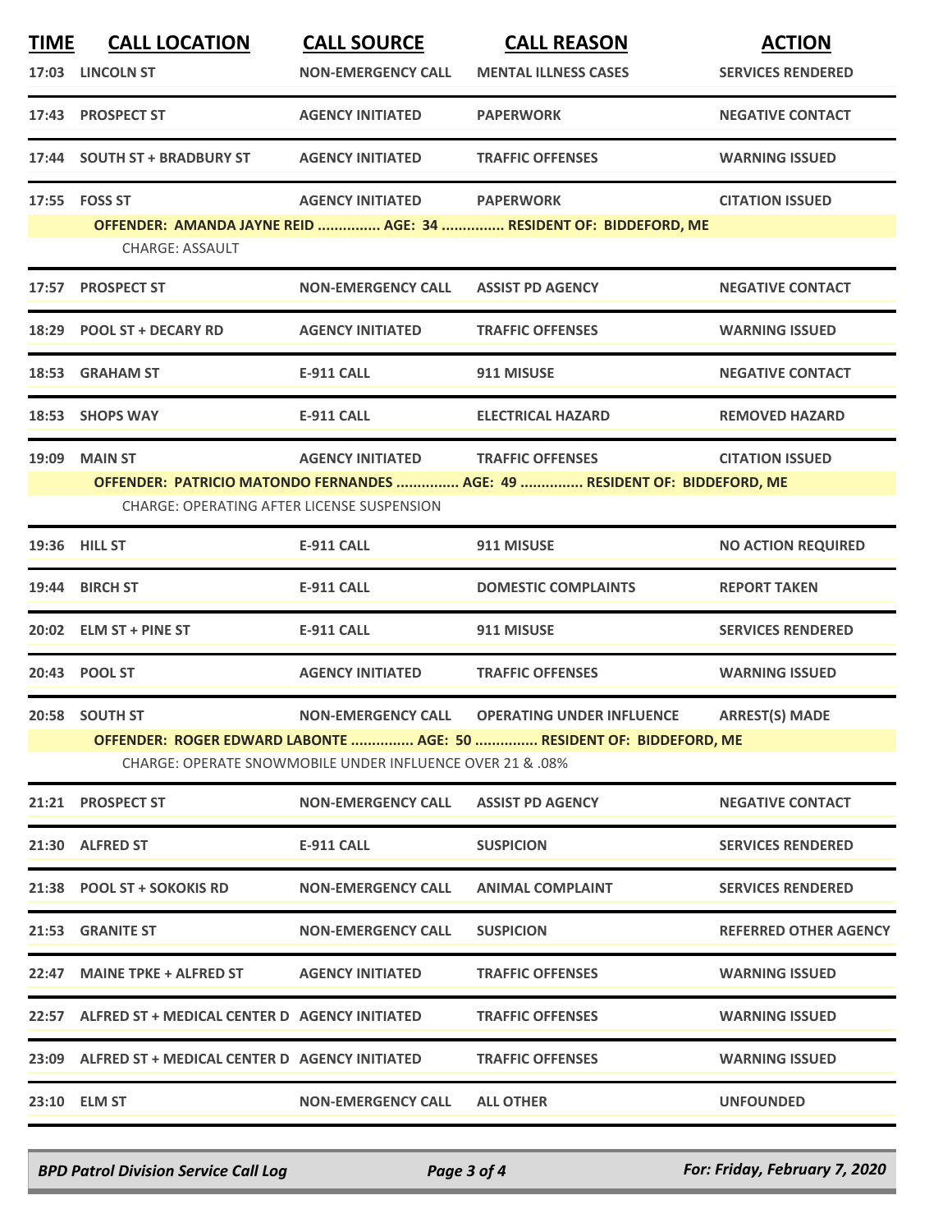| TIME | CALL LOCATION | CALL SOURCE | CALL REASON | ACTION |
|---|---|---|---|---|
| 17:03 | LINCOLN ST | NON-EMERGENCY CALL | MENTAL ILLNESS CASES | SERVICES RENDERED |
| 17:43 | PROSPECT ST | AGENCY INITIATED | PAPERWORK | NEGATIVE CONTACT |
| 17:44 | SOUTH ST + BRADBURY ST | AGENCY INITIATED | TRAFFIC OFFENSES | WARNING ISSUED |
| 17:55 | FOSS ST | AGENCY INITIATED | PAPERWORK | CITATION ISSUED |
| | OFFENDER: AMANDA JAYNE REID ............... AGE: 34 ............... RESIDENT OF: BIDDEFORD, ME | | | |
| | CHARGE: ASSAULT | | | |
| 17:57 | PROSPECT ST | NON-EMERGENCY CALL | ASSIST PD AGENCY | NEGATIVE CONTACT |
| 18:29 | POOL ST + DECARY RD | AGENCY INITIATED | TRAFFIC OFFENSES | WARNING ISSUED |
| 18:53 | GRAHAM ST | E-911 CALL | 911 MISUSE | NEGATIVE CONTACT |
| 18:53 | SHOPS WAY | E-911 CALL | ELECTRICAL HAZARD | REMOVED HAZARD |
| 19:09 | MAIN ST | AGENCY INITIATED | TRAFFIC OFFENSES | CITATION ISSUED |
| | OFFENDER: PATRICIO MATONDO FERNANDES ............... AGE: 49 ............... RESIDENT OF: BIDDEFORD, ME | | | |
| | CHARGE: OPERATING AFTER LICENSE SUSPENSION | | | |
| 19:36 | HILL ST | E-911 CALL | 911 MISUSE | NO ACTION REQUIRED |
| 19:44 | BIRCH ST | E-911 CALL | DOMESTIC COMPLAINTS | REPORT TAKEN |
| 20:02 | ELM ST + PINE ST | E-911 CALL | 911 MISUSE | SERVICES RENDERED |
| 20:43 | POOL ST | AGENCY INITIATED | TRAFFIC OFFENSES | WARNING ISSUED |
| 20:58 | SOUTH ST | NON-EMERGENCY CALL | OPERATING UNDER INFLUENCE | ARREST(S) MADE |
| | OFFENDER: ROGER EDWARD LABONTE ............... AGE: 50 ............... RESIDENT OF: BIDDEFORD, ME | | | |
| | CHARGE: OPERATE SNOWMOBILE UNDER INFLUENCE OVER 21 & .08% | | | |
| 21:21 | PROSPECT ST | NON-EMERGENCY CALL | ASSIST PD AGENCY | NEGATIVE CONTACT |
| 21:30 | ALFRED ST | E-911 CALL | SUSPICION | SERVICES RENDERED |
| 21:38 | POOL ST + SOKOKIS RD | NON-EMERGENCY CALL | ANIMAL COMPLAINT | SERVICES RENDERED |
| 21:53 | GRANITE ST | NON-EMERGENCY CALL | SUSPICION | REFERRED OTHER AGENCY |
| 22:47 | MAINE TPKE + ALFRED ST | AGENCY INITIATED | TRAFFIC OFFENSES | WARNING ISSUED |
| 22:57 | ALFRED ST + MEDICAL CENTER D | AGENCY INITIATED | TRAFFIC OFFENSES | WARNING ISSUED |
| 23:09 | ALFRED ST + MEDICAL CENTER D | AGENCY INITIATED | TRAFFIC OFFENSES | WARNING ISSUED |
| 23:10 | ELM ST | NON-EMERGENCY CALL | ALL OTHER | UNFOUNDED |

*BPD Patrol Division Service Call Log* — *For: Friday, February 7, 2020*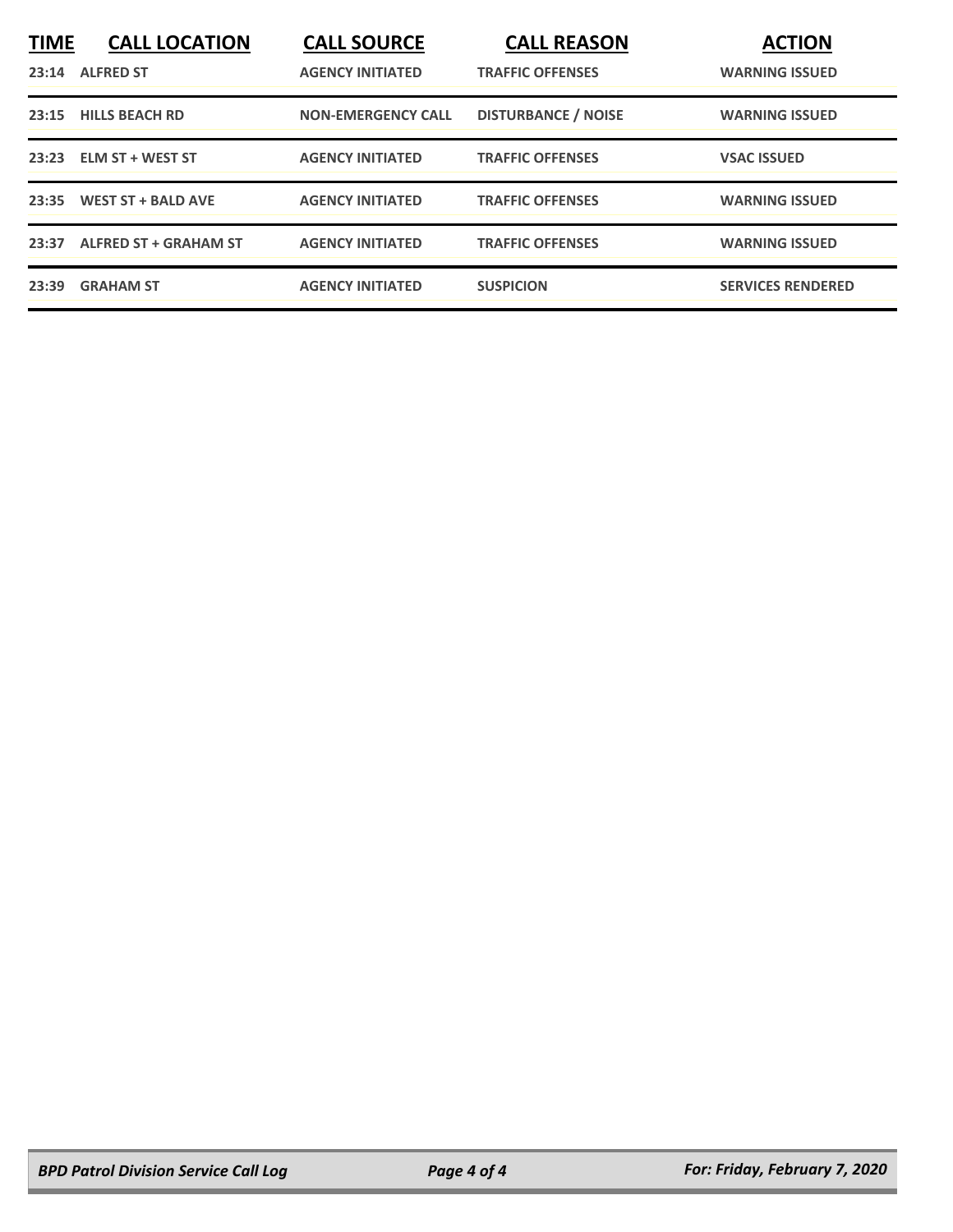| TIME | CALL LOCATION | CALL SOURCE | CALL REASON | ACTION |
|---|---|---|---|---|
| 23:14 | ALFRED ST | AGENCY INITIATED | TRAFFIC OFFENSES | WARNING ISSUED |
| 23:15 | HILLS BEACH RD | NON-EMERGENCY CALL | DISTURBANCE / NOISE | WARNING ISSUED |
| 23:23 | ELM ST + WEST ST | AGENCY INITIATED | TRAFFIC OFFENSES | VSAC ISSUED |
| 23:35 | WEST ST + BALD AVE | AGENCY INITIATED | TRAFFIC OFFENSES | WARNING ISSUED |
| 23:37 | ALFRED ST + GRAHAM ST | AGENCY INITIATED | TRAFFIC OFFENSES | WARNING ISSUED |
| 23:39 | GRAHAM ST | AGENCY INITIATED | SUSPICION | SERVICES RENDERED |